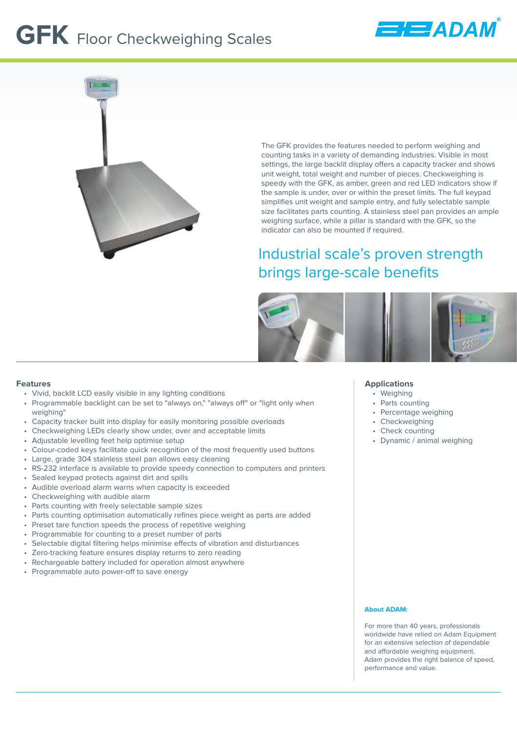# GFK Floor Checkweighing Scales

The GFK provides the features needed to perform weighing and counting tasks in a variety of demanding industries. Visible in most settings, the large backlit display offers a capacity tracker and shows unit weight, total weight and number of pieces. Checkweighing is speedy with the GFK, as amber, green and red LED indicators show if the sample is under, over or within the preset limits. The full keypad simplifies unit weight and sample entry, and fully selectable sample size facilitates parts counting. A stainless steel pan provides an ample weighing surface, while a pillar is standard with the GFK, so the indicator can also be mounted if required.

## Industrial scale's proven strength brings large-scale benefits

### Features

- Vivid, backlit LCD easily visible in any lighting conditions
- Programmable backlight can be set to "always on," "always off" or "light only when weighing"
- Capacity tracker built into display for easily monitoring possible overloads
- Checkweighing LEDs clearly show under, over and acceptable limits
- Adjustable levelling feet help optimise setup
- Colour-coded keys facilitate quick recognition of the most frequently used buttons
- Large, grade 304 stainless steel pan allows easy cleaning
- RS-232 interface is available to provide speedy connection to computers and printers
- Sealed keypad protects against dirt and spills
- Audible overload alarm warns when capacity is exceeded
- Checkweighing with audible alarm
- Parts counting with freely selectable sample sizes
- Parts counting optimisation automatically refines piece weight as parts are added
- Preset tare function speeds the process of repetitive weighing
- Programmable for counting to a preset number of parts
- Selectable digital filtering helps minimise effects of vibration and disturbances
- Zero-tracking feature ensures display returns to zero reading
- Rechargeable battery included for operation almost anywhere
- Programmable auto power-off to save energy

### Applications

- Weighing
- Parts counting
- Percentage weighing
- Checkweighing
- Check counting
- Dynamic / animal weighing

**About ADAM:**

For more than 40 years, professionals worldwide have relied on Adam Equipment for an extensive selection of dependable and affordable weighing equipment. Adam provides the right balance of speed, performance and value.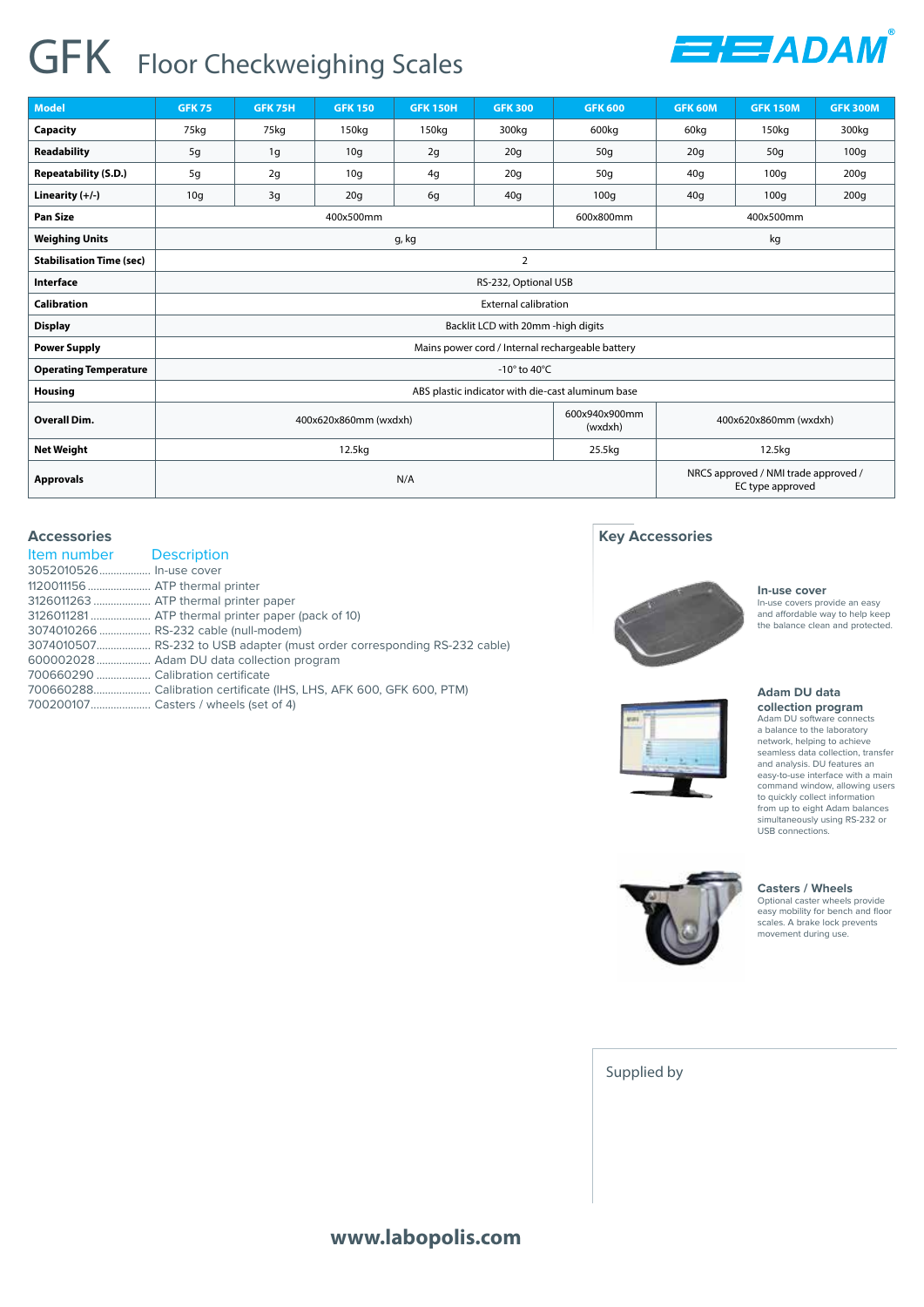# GFK Floor Checkweighing Scales

| Model | GFK 75 | GFK 75H | GFK 150 | GFK 150H | GFK 300 | GFK 600 | GFK 60M | GFK 150M | GFK 300M |
|---|---|---|---|---|---|---|---|---|---|
| **Capacity** | 75kg | 75kg | 150kg | 150kg | 300kg | 600kg | 60kg | 150kg | 300kg |
| **Readability** | 5g | 1g | 10g | 2g | 20g | 50g | 20g | 50g | 100g |
| **Repeatability (S.D.)** | 5g | 2g | 10g | 4g | 20g | 50g | 40g | 100g | 200g |
| **Linearity (+/-)** | 10g | 3g | 20g | 6g | 40g | 100g | 40g | 100g | 200g |
| **Pan Size** | 400x500mm | | | | | 600x800mm | 400x500mm | | |
| **Weighing Units** | g, kg | | | | | | kg | | |
| **Stabilisation Time (sec)** | 2 | | | | | | | | |
| **Interface** | RS-232, Optional USB | | | | | | | | |
| **Calibration** | External calibration | | | | | | | | |
| **Display** | Backlit LCD with 20mm -high digits | | | | | | | | |
| **Power Supply** | Mains power cord / Internal rechargeable battery | | | | | | | | |
| **Operating Temperature** | -10° to 40°C | | | | | | | | |
| **Housing** | ABS plastic indicator with die-cast aluminum base | | | | | | | | |
| **Overall Dim.** | 400x620x860mm (wxdxh) | | | | | 600x940x900mm (wxdxh) | 400x620x860mm (wxdxh) | | |
| **Net Weight** | 12.5kg | | | | | 25.5kg | 12.5kg | | |
| **Approvals** | N/A | | | | | | NRCS approved / NMI trade approved / EC type approved | | |

## Accessories

| Item number | Description |
|---|---|
| 3052010526 | In-use cover |
| 1120011156 | ATP thermal printer |
| 3126011263 | ATP thermal printer paper |
| 3126011281 | ATP thermal printer paper (pack of 10) |
| 3074010266 | RS-232 cable (null-modem) |
| 3074010507 | RS-232 to USB adapter (must order corresponding RS-232 cable) |
| 600002028 | Adam DU data collection program |
| 700660290 | Calibration certificate |
| 700660288 | Calibration certificate (IHS, LHS, AFK 600, GFK 600, PTM) |
| 700200107 | Casters / wheels (set of 4) |

## Key Accessories

**In-use cover**
In-use covers provide an easy and affordable way to help keep the balance clean and protected.

**Adam DU data collection program**
Adam DU software connects a balance to the laboratory network, helping to achieve seamless data collection, transfer and analysis. DU features an easy-to-use interface with a main command window, allowing users to quickly collect information from up to eight Adam balances simultaneously using RS-232 or USB connections.

**Casters / Wheels**
Optional caster wheels provide easy mobility for bench and floor scales. A brake lock prevents movement during use.

Supplied by

www.labopolis.com